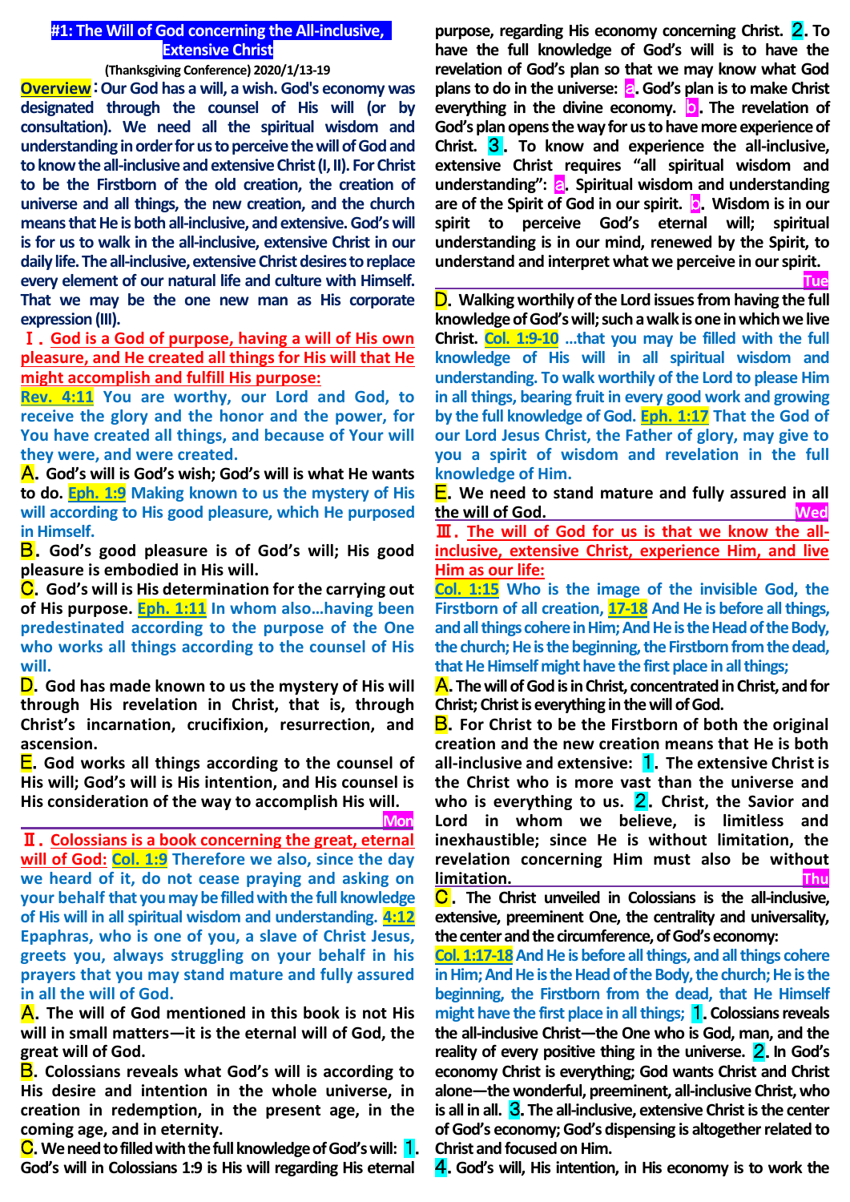# #1: The Will of God concerning the All-inclusive, Extensive Christ

**(Thanksgiving Conference) 2020/1/13-19**

**Overview**：Our God has a will, a wish. God's economy was designated through the counsel of His will (or by consultation). We need all the spiritual wisdom and understanding in order for us to perceive the will of God and to know the all-inclusive and extensive Christ (I, II). For Christ to be the Firstborn of the old creation, the creation of universe and all things, the new creation, and the church means that He is both all-inclusive, and extensive. God's will is for us to walk in the all-inclusive, extensive Christ in our daily life. The all-inclusive, extensive Christ desires to replace every element of our natural life and culture with Himself. That we may be the one new man as His corporate expression (III).

## Ⅰ．God is a God of purpose, having a will of His own pleasure, and He created all things for His will that He might accomplish and fulfill His purpose:

**Rev. 4:11** You are worthy, our Lord and God, to receive the glory and the honor and the power, for You have created all things, and because of Your will they were, and were created.

**A.** God's will is God's wish; God's will is what He wants to do. **Eph. 1:9** Making known to us the mystery of His will according to His good pleasure, which He purposed in Himself.

**B.** God's good pleasure is of God's will; His good pleasure is embodied in His will.

**C.** God's will is His determination for the carrying out of His purpose. **Eph. 1:11** In whom also…having been predestinated according to the purpose of the One who works all things according to the counsel of His will.

**D.** God has made known to us the mystery of His will through His revelation in Christ, that is, through Christ's incarnation, crucifixion, resurrection, and ascension.

**E.** God works all things according to the counsel of His will; God's will is His intention, and His counsel is His consideration of the way to accomplish His will.

**Mon**

## Ⅱ．Colossians is a book concerning the great, eternal will of God:

**Col. 1:9** Therefore we also, since the day we heard of it, do not cease praying and asking on your behalf that you may be filled with the full knowledge of His will in all spiritual wisdom and understanding. **4:12** Epaphras, who is one of you, a slave of Christ Jesus, greets you, always struggling on your behalf in his prayers that you may stand mature and fully assured in all the will of God.

**A.** The will of God mentioned in this book is not His will in small matters—it is the eternal will of God, the great will of God.

**B.** Colossians reveals what God's will is according to His desire and intention in the whole universe, in creation in redemption, in the present age, in the coming age, and in eternity.

**C.** We need to filled with the full knowledge of God's will: **1.** God's will in Colossians 1:9 is His will regarding His eternal purpose, regarding His economy concerning Christ. **2.** To have the full knowledge of God's will is to have the revelation of God's plan so that we may know what God plans to do in the universe: **a.** God's plan is to make Christ everything in the divine economy. **b.** The revelation of God's plan opens the way for us to have more experience of Christ. **3.** To know and experience the all-inclusive, extensive Christ requires "all spiritual wisdom and understanding": **a.** Spiritual wisdom and understanding are of the Spirit of God in our spirit. **b.** Wisdom is in our spirit to perceive God's eternal will; spiritual understanding is in our mind, renewed by the Spirit, to understand and interpret what we perceive in our spirit.

**Tue**

**D.** Walking worthily of the Lord issues from having the full knowledge of God's will; such a walk is one in which we live Christ. **Col. 1:9-10** …that you may be filled with the full knowledge of His will in all spiritual wisdom and understanding. To walk worthily of the Lord to please Him in all things, bearing fruit in every good work and growing by the full knowledge of God. **Eph. 1:17** That the God of our Lord Jesus Christ, the Father of glory, may give to you a spirit of wisdom and revelation in the full knowledge of Him.

**E.** We need to stand mature and fully assured in all the will of God.

**Wed**

## Ⅲ．The will of God for us is that we know the all-inclusive, extensive Christ, experience Him, and live Him as our life:

**Col. 1:15** Who is the image of the invisible God, the Firstborn of all creation, **17-18** And He is before all things, and all things cohere in Him; And He is the Head of the Body, the church; He is the beginning, the Firstborn from the dead, that He Himself might have the first place in all things;

**A.** The will of God is in Christ, concentrated in Christ, and for Christ; Christ is everything in the will of God.

**B.** For Christ to be the Firstborn of both the original creation and the new creation means that He is both all-inclusive and extensive: **1.** The extensive Christ is the Christ who is more vast than the universe and who is everything to us. **2.** Christ, the Savior and Lord in whom we believe, is limitless and inexhaustible; since He is without limitation, the revelation concerning Him must also be without limitation.

**Thu**

**C.** The Christ unveiled in Colossians is the all-inclusive, extensive, preeminent One, the centrality and universality, the center and the circumference, of God's economy:

**Col. 1:17-18** And He is before all things, and all things cohere in Him; And He is the Head of the Body, the church; He is the beginning, the Firstborn from the dead, that He Himself might have the first place in all things; **1.** Colossians reveals the all-inclusive Christ—the One who is God, man, and the reality of every positive thing in the universe. **2.** In God's economy Christ is everything; God wants Christ and Christ alone—the wonderful, preeminent, all-inclusive Christ, who is all in all. **3.** The all-inclusive, extensive Christ is the center of God's economy; God's dispensing is altogether related to Christ and focused on Him.

**4.** God's will, His intention, in His economy is to work the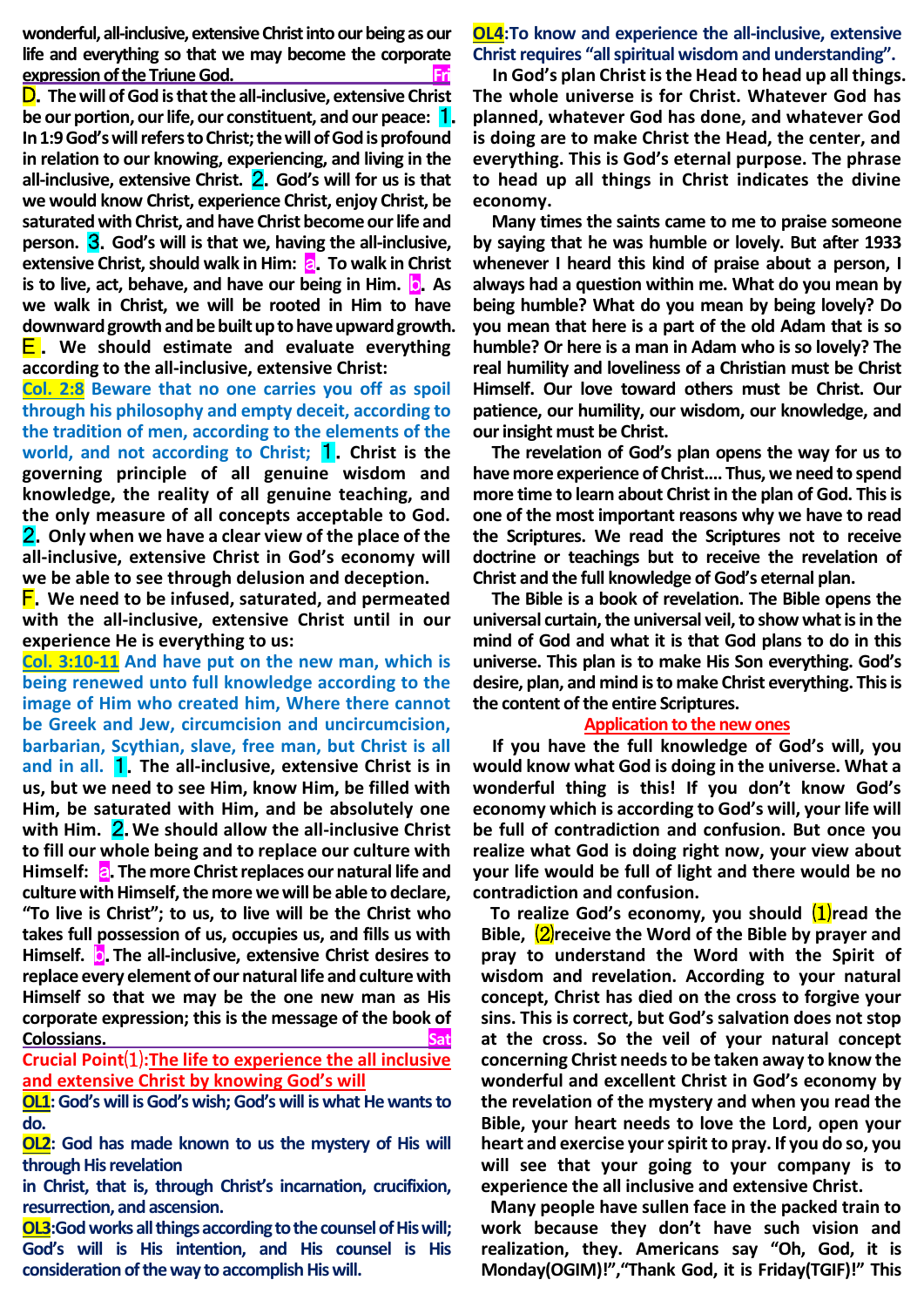**wonderful, all-inclusive, extensive Christ into our being as our life and everything so that we may become the corporate expression of the Triune God.** Fri

**D. The will of God is that the all-inclusive, extensive Christ be our portion, our life, our constituent, and our peace: 1. In 1:9 God's will refers to Christ; the will of God is profound in relation to our knowing, experiencing, and living in the all-inclusive, extensive Christ. 2. God's will for us is that we would know Christ, experience Christ, enjoy Christ, be saturated with Christ, and have Christ become our life and person. 3. God's will is that we, having the all-inclusive, extensive Christ, should walk in Him: a. To walk in Christ is to live, act, behave, and have our being in Him. b. As we walk in Christ, we will be rooted in Him to have downward growth and be built up to have upward growth.**

**E. We should estimate and evaluate everything according to the all-inclusive, extensive Christ:**

**Col. 2:8 Beware that no one carries you off as spoil through his philosophy and empty deceit, according to the tradition of men, according to the elements of the world, and not according to Christ;** **1. Christ is the governing principle of all genuine wisdom and knowledge, the reality of all genuine teaching, and the only measure of all concepts acceptable to God. 2. Only when we have a clear view of the place of the all-inclusive, extensive Christ in God's economy will we be able to see through delusion and deception.**

**F. We need to be infused, saturated, and permeated with the all-inclusive, extensive Christ until in our experience He is everything to us:**

**Col. 3:10-11 And have put on the new man, which is being renewed unto full knowledge according to the image of Him who created him, Where there cannot be Greek and Jew, circumcision and uncircumcision, barbarian, Scythian, slave, free man, but Christ is all and in all.** **1. The all-inclusive, extensive Christ is in us, but we need to see Him, know Him, be filled with Him, be saturated with Him, and be absolutely one with Him. 2. We should allow the all-inclusive Christ to fill our whole being and to replace our culture with Himself: a. The more Christ replaces our natural life and culture with Himself, the more we will be able to declare, "To live is Christ"; to us, to live will be the Christ who takes full possession of us, occupies us, and fills us with Himself. b. The all-inclusive, extensive Christ desires to replace every element of our natural life and culture with Himself so that we may be the one new man as His corporate expression; this is the message of the book of Colossians.** Sat

**Crucial Point(1): The life to experience the all inclusive and extensive Christ by knowing God's will**

**OL1: God's will is God's wish; God's will is what He wants to do.**

**OL2: God has made known to us the mystery of His will through His revelation in Christ, that is, through Christ's incarnation, crucifixion, resurrection, and ascension.**

**OL3: God works all things according to the counsel of His will; God's will is His intention, and His counsel is His consideration of the way to accomplish His will.**

**OL4: To know and experience the all-inclusive, extensive Christ requires "all spiritual wisdom and understanding".**

In God's plan Christ is the Head to head up all things. The whole universe is for Christ. Whatever God has planned, whatever God has done, and whatever God is doing are to make Christ the Head, the center, and everything. This is God's eternal purpose. The phrase to head up all things in Christ indicates the divine economy.

Many times the saints came to me to praise someone by saying that he was humble or lovely. But after 1933 whenever I heard this kind of praise about a person, I always had a question within me. What do you mean by being humble? What do you mean by being lovely? Do you mean that here is a part of the old Adam that is so humble? Or here is a man in Adam who is so lovely? The real humility and loveliness of a Christian must be Christ Himself. Our love toward others must be Christ. Our patience, our humility, our wisdom, our knowledge, and our insight must be Christ.

The revelation of God's plan opens the way for us to have more experience of Christ.... Thus, we need to spend more time to learn about Christ in the plan of God. This is one of the most important reasons why we have to read the Scriptures. We read the Scriptures not to receive doctrine or teachings but to receive the revelation of Christ and the full knowledge of God's eternal plan.

The Bible is a book of revelation. The Bible opens the universal curtain, the universal veil, to show what is in the mind of God and what it is that God plans to do in this universe. This plan is to make His Son everything. God's desire, plan, and mind is to make Christ everything. This is the content of the entire Scriptures.

**Application to the new ones**

If you have the full knowledge of God's will, you would know what God is doing in the universe. What a wonderful thing is this! If you don't know God's economy which is according to God's will, your life will be full of contradiction and confusion. But once you realize what God is doing right now, your view about your life would be full of light and there would be no contradiction and confusion.

To realize God's economy, you should (1)read the Bible, (2)receive the Word of the Bible by prayer and pray to understand the Word with the Spirit of wisdom and revelation. According to your natural concept, Christ has died on the cross to forgive your sins. This is correct, but God's salvation does not stop at the cross. So the veil of your natural concept concerning Christ needs to be taken away to know the wonderful and excellent Christ in God's economy by the revelation of the mystery and when you read the Bible, your heart needs to love the Lord, open your heart and exercise your spirit to pray. If you do so, you will see that your going to your company is to experience the all inclusive and extensive Christ.

Many people have sullen face in the packed train to work because they don't have such vision and realization, they. Americans say "Oh, God, it is Monday(OGIM)!","Thank God, it is Friday(TGIF)!" This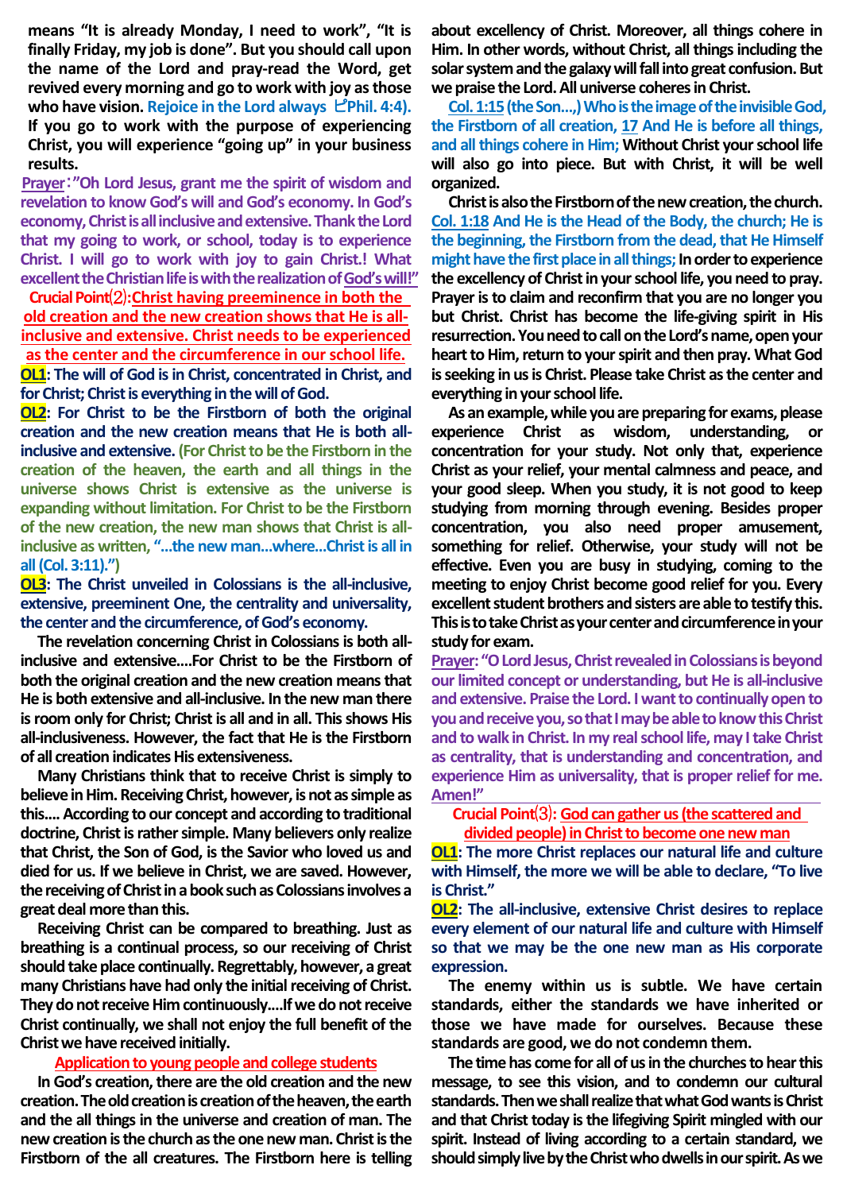means "It is already Monday, I need to work", "It is finally Friday, my job is done". But you should call upon the name of the Lord and pray-read the Word, get revived every morning and go to work with joy as those who have vision. Rejoice in the Lord always ㅡPhil. 4:4). If you go to work with the purpose of experiencing Christ, you will experience "going up" in your business results.

**Prayer**: "Oh Lord Jesus, grant me the spirit of wisdom and revelation to know God's will and God's economy. In God's economy, Christ is all inclusive and extensive. Thank the Lord that my going to work, or school, today is to experience Christ. I will go to work with joy to gain Christ.! What excellent the Christian life is with the realization of God's will!"

**Crucial Point⑵: Christ having preeminence in both the old creation and the new creation shows that He is all-inclusive and extensive. Christ needs to be experienced as the center and the circumference in our school life.**

**OL1**: The will of God is in Christ, concentrated in Christ, and for Christ; Christ is everything in the will of God.

**OL2**: For Christ to be the Firstborn of both the original creation and the new creation means that He is both all-inclusive and extensive. (For Christ to be the Firstborn in the creation of the heaven, the earth and all things in the universe shows Christ is extensive as the universe is expanding without limitation. For Christ to be the Firstborn of the new creation, the new man shows that Christ is all-inclusive as written, "…the new man…where…Christ is all in all (Col. 3:11).")

**OL3**: The Christ unveiled in Colossians is the all-inclusive, extensive, preeminent One, the centrality and universality, the center and the circumference, of God's economy.

The revelation concerning Christ in Colossians is both all-inclusive and extensive….For Christ to be the Firstborn of both the original creation and the new creation means that He is both extensive and all-inclusive. In the new man there is room only for Christ; Christ is all and in all. This shows His all-inclusiveness. However, the fact that He is the Firstborn of all creation indicates His extensiveness.

Many Christians think that to receive Christ is simply to believe in Him. Receiving Christ, however, is not as simple as this…. According to our concept and according to traditional doctrine, Christ is rather simple. Many believers only realize that Christ, the Son of God, is the Savior who loved us and died for us. If we believe in Christ, we are saved. However, the receiving of Christ in a book such as Colossians involves a great deal more than this.

Receiving Christ can be compared to breathing. Just as breathing is a continual process, so our receiving of Christ should take place continually. Regrettably, however, a great many Christians have had only the initial receiving of Christ. They do not receive Him continuously….If we do not receive Christ continually, we shall not enjoy the full benefit of the Christ we have received initially.

**Application to young people and college students**

In God's creation, there are the old creation and the new creation. The old creation is creation of the heaven, the earth and the all things in the universe and creation of man. The new creation is the church as the one new man. Christ is the Firstborn of the all creatures. The Firstborn here is telling about excellency of Christ. Moreover, all things cohere in Him. In other words, without Christ, all things including the solar system and the galaxy will fall into great confusion. But we praise the Lord. All universe coheres in Christ.

Col. 1:15 (the Son…,) Who is the image of the invisible God, the Firstborn of all creation, 17 And He is before all things, and all things cohere in Him; Without Christ your school life will also go into piece. But with Christ, it will be well organized.

Christ is also the Firstborn of the new creation, the church. Col. 1:18 And He is the Head of the Body, the church; He is the beginning, the Firstborn from the dead, that He Himself might have the first place in all things; In order to experience the excellency of Christ in your school life, you need to pray. Prayer is to claim and reconfirm that you are no longer you but Christ. Christ has become the life-giving spirit in His resurrection. You need to call on the Lord's name, open your heart to Him, return to your spirit and then pray. What God is seeking in us is Christ. Please take Christ as the center and everything in your school life.

As an example, while you are preparing for exams, please experience Christ as wisdom, understanding, or concentration for your study. Not only that, experience Christ as your relief, your mental calmness and peace, and your good sleep. When you study, it is not good to keep studying from morning through evening. Besides proper concentration, you also need proper amusement, something for relief. Otherwise, your study will not be effective. Even you are busy in studying, coming to the meeting to enjoy Christ become good relief for you. Every excellent student brothers and sisters are able to testify this. This is to take Christ as your center and circumference in your study for exam.

**Prayer**: "O Lord Jesus, Christ revealed in Colossians is beyond our limited concept or understanding, but He is all-inclusive and extensive. Praise the Lord. I want to continually open to you and receive you, so that I may be able to know this Christ and to walk in Christ. In my real school life, may I take Christ as centrality, that is understanding and concentration, and experience Him as universality, that is proper relief for me. Amen!"

**Crucial Point⑶: God can gather us (the scattered and divided people) in Christ to become one new man**

**OL1**: The more Christ replaces our natural life and culture with Himself, the more we will be able to declare, "To live is Christ."

**OL2**: The all-inclusive, extensive Christ desires to replace every element of our natural life and culture with Himself so that we may be the one new man as His corporate expression.

The enemy within us is subtle. We have certain standards, either the standards we have inherited or those we have made for ourselves. Because these standards are good, we do not condemn them.

The time has come for all of us in the churches to hear this message, to see this vision, and to condemn our cultural standards. Then we shall realize that what God wants is Christ and that Christ today is the lifegiving Spirit mingled with our spirit. Instead of living according to a certain standard, we should simply live by the Christ who dwells in our spirit. As we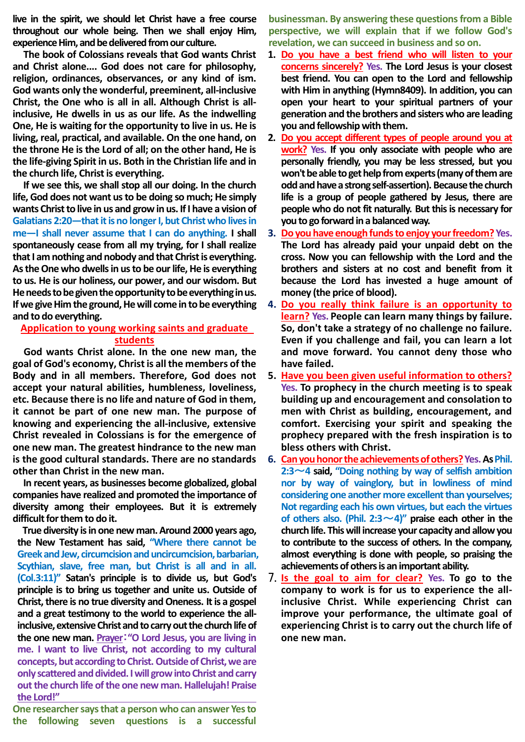**live in the spirit, we should let Christ have a free course throughout our whole being. Then we shall enjoy Him, experience Him, and be delivered from our culture.**

**The book of Colossians reveals that God wants Christ and Christ alone.... God does not care for philosophy, religion, ordinances, observances, or any kind of ism. God wants only the wonderful, preeminent, all-inclusive Christ, the One who is all in all. Although Christ is all-inclusive, He dwells in us as our life. As the indwelling One, He is waiting for the opportunity to live in us. He is living, real, practical, and available. On the one hand, on the throne He is the Lord of all; on the other hand, He is the life-giving Spirit in us. Both in the Christian life and in the church life, Christ is everything.**

**If we see this, we shall stop all our doing. In the church life, God does not want us to be doing so much; He simply wants Christ to live in us and grow in us. If I have a vision of Galatians 2:20—that it is no longer I, but Christ who lives in me—I shall never assume that I can do anything. I shall spontaneously cease from all my trying, for I shall realize that I am nothing and nobody and that Christ is everything. As the One who dwells in us to be our life, He is everything to us. He is our holiness, our power, and our wisdom. But He needs to be given the opportunity to be everything in us. If we give Him the ground, He will come in to be everything and to do everything.**

## Application to young working saints and graduate students

**God wants Christ alone. In the one new man, the goal of God's economy, Christ is all the members of the Body and in all members. Therefore, God does not accept your natural abilities, humbleness, loveliness, etc. Because there is no life and nature of God in them, it cannot be part of one new man. The purpose of knowing and experiencing the all-inclusive, extensive Christ revealed in Colossians is for the emergence of one new man. The greatest hindrance to the new man is the good cultural standards. There are no standards other than Christ in the new man.**

**In recent years, as businesses become globalized, global companies have realized and promoted the importance of diversity among their employees. But it is extremely difficult for them to do it.**

**True diversity is in one new man. Around 2000 years ago, the New Testament has said, "Where there cannot be Greek and Jew, circumcision and uncircumcision, barbarian, Scythian, slave, free man, but Christ is all and in all. (Col.3:11)" Satan's principle is to divide us, but God's principle is to bring us together and unite us. Outside of Christ, there is no true diversity and Oneness. It is a gospel and a great testimony to the world to experience the all-inclusive, extensive Christ and to carry out the church life of the one new man. Prayer: "O Lord Jesus, you are living in me. I want to live Christ, not according to my cultural concepts, but according to Christ. Outside of Christ, we are only scattered and divided. I will grow into Christ and carry out the church life of the one new man. Hallelujah! Praise the Lord!"**

**One researcher says that a person who can answer Yes to the following seven questions is a successful businessman. By answering these questions from a Bible perspective, we will explain that if we follow God's revelation, we can succeed in business and so on.**

1. **Do you have a best friend who will listen to your concerns sincerely? Yes. The Lord Jesus is your closest best friend. You can open to the Lord and fellowship with Him in anything (Hymn8409). In addition, you can open your heart to your spiritual partners of your generation and the brothers and sisters who are leading you and fellowship with them.**
2. **Do you accept different types of people around you at work? Yes. If you only associate with people who are personally friendly, you may be less stressed, but you won't be able to get help from experts (many of them are odd and have a strong self-assertion). Because the church life is a group of people gathered by Jesus, there are people who do not fit naturally. But this is necessary for you to go forward in a balanced way.**
3. **Do you have enough funds to enjoy your freedom? Yes. The Lord has already paid your unpaid debt on the cross. Now you can fellowship with the Lord and the brothers and sisters at no cost and benefit from it because the Lord has invested a huge amount of money (the price of blood).**
4. **Do you really think failure is an opportunity to learn? Yes. People can learn many things by failure. So, don't take a strategy of no challenge no failure. Even if you challenge and fail, you can learn a lot and move forward. You cannot deny those who have failed.**
5. **Have you been given useful information to others? Yes. To prophecy in the church meeting is to speak building up and encouragement and consolation to men with Christ as building, encouragement, and comfort. Exercising your spirit and speaking the prophecy prepared with the fresh inspiration is to bless others with Christ.**
6. **Can you honor the achievements of others? Yes. As Phil. 2:3～4 said, "Doing nothing by way of selfish ambition nor by way of vainglory, but in lowliness of mind considering one another more excellent than yourselves; Not regarding each his own virtues, but each the virtues of others also. (Phil. 2:3～4)" praise each other in the church life. This will increase your capacity and allow you to contribute to the success of others. In the company, almost everything is done with people, so praising the achievements of others is an important ability.**
7. **Is the goal to aim for clear? Yes. To go to the company to work is for us to experience the all-inclusive Christ. While experiencing Christ can improve your performance, the ultimate goal of experiencing Christ is to carry out the church life of one new man.**